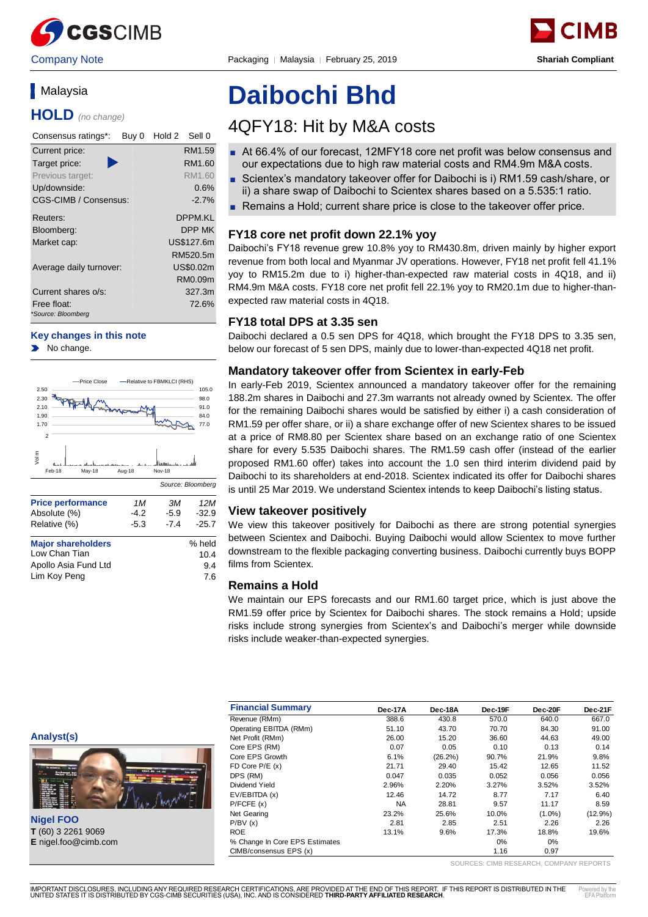Company Note | Packaging | Malaysia | February 25, 2019 | Shariah Compliant

# Daibochi Bhd

## 4QFY18: Hit by M&A costs

- At 66.4% of our forecast, 12MFY18 core net profit was below consensus and our expectations due to high raw material costs and RM4.9m M&A costs.
- Scientex's mandatory takeover offer for Daibochi is i) RM1.59 cash/share, or ii) a share swap of Daibochi to Scientex shares based on a 5.535:1 ratio.
- Remains a Hold; current share price is close to the takeover offer price.

### Malaysia

**HOLD** *(no change)*

| Consensus ratings*: | Buy 0 Hold 2 Sell 0 |
|---|---|
| Current price: | RM1.59 |
| Target price: | RM1.60 |
| Previous target: | RM1.60 |
| Up/downside: | 0.6% |
| CGS-CIMB / Consensus: | -2.7% |
| Reuters: | DPPM.KL |
| Bloomberg: | DPP MK |
| Market cap: | US$127.6m |
| | RM520.5m |
| Average daily turnover: | US$0.02m |
| | RM0.09m |
| Current shares o/s: | 327.3m |
| Free float: | 72.6% |

*Source: Bloomberg

**Key changes in this note**

- No change.

Source: Bloomberg

| Price performance | 1M | 3M | 12M |
|---|---|---|---|
| Absolute (%) | -4.2 | -5.9 | -32.9 |
| Relative (%) | -5.3 | -7.4 | -25.7 |

| Major shareholders | % held |
|---|---|
| Low Chan Tian | 10.4 |
| Apollo Asia Fund Ltd | 9.4 |
| Lim Koy Peng | 7.6 |

### FY18 core net profit down 22.1% yoy

Daibochi's FY18 revenue grew 10.8% yoy to RM430.8m, driven mainly by higher export revenue from both local and Myanmar JV operations. However, FY18 net profit fell 41.1% yoy to RM15.2m due to i) higher-than-expected raw material costs in 4Q18, and ii) RM4.9m M&A costs. FY18 core net profit fell 22.1% yoy to RM20.1m due to higher-than-expected raw material costs in 4Q18.

### FY18 total DPS at 3.35 sen

Daibochi declared a 0.5 sen DPS for 4Q18, which brought the FY18 DPS to 3.35 sen, below our forecast of 5 sen DPS, mainly due to lower-than-expected 4Q18 net profit.

### Mandatory takeover offer from Scientex in early-Feb

In early-Feb 2019, Scientex announced a mandatory takeover offer for the remaining 188.2m shares in Daibochi and 27.3m warrants not already owned by Scientex. The offer for the remaining Daibochi shares would be satisfied by either i) a cash consideration of RM1.59 per offer share, or ii) a share exchange offer of new Scientex shares to be issued at a price of RM8.80 per Scientex share based on an exchange ratio of one Scientex share for every 5.535 Daibochi shares. The RM1.59 cash offer (instead of the earlier proposed RM1.60 offer) takes into account the 1.0 sen third interim dividend paid by Daibochi to its shareholders at end-2018. Scientex indicated its offer for Daibochi shares is until 25 Mar 2019. We understand Scientex intends to keep Daibochi's listing status.

### View takeover positively

We view this takeover positively for Daibochi as there are strong potential synergies between Scientex and Daibochi. Buying Daibochi would allow Scientex to move further downstream to the flexible packaging converting business. Daibochi currently buys BOPP films from Scientex.

### Remains a Hold

We maintain our EPS forecasts and our RM1.60 target price, which is just above the RM1.59 offer price by Scientex for Daibochi shares. The stock remains a Hold; upside risks include strong synergies from Scientex's and Daibochi's merger while downside risks include weaker-than-expected synergies.

**Analyst(s)**

**Nigel FOO**
T (60) 3 2261 9069
E nigel.foo@cimb.com

| Financial Summary | Dec-17A | Dec-18A | Dec-19F | Dec-20F | Dec-21F |
|---|---|---|---|---|---|
| Revenue (RMm) | 388.6 | 430.8 | 570.0 | 640.0 | 667.0 |
| Operating EBITDA (RMm) | 51.10 | 43.70 | 70.70 | 84.30 | 91.00 |
| Net Profit (RMm) | 26.00 | 15.20 | 36.60 | 44.63 | 49.00 |
| Core EPS (RM) | 0.07 | 0.05 | 0.10 | 0.13 | 0.14 |
| Core EPS Growth | 6.1% | (26.2%) | 90.7% | 21.9% | 9.8% |
| FD Core P/E (x) | 21.71 | 29.40 | 15.42 | 12.65 | 11.52 |
| DPS (RM) | 0.047 | 0.035 | 0.052 | 0.056 | 0.056 |
| Dividend Yield | 2.96% | 2.20% | 3.27% | 3.52% | 3.52% |
| EV/EBITDA (x) | 12.46 | 14.72 | 8.77 | 7.17 | 6.40 |
| P/FCFE (x) | NA | 28.81 | 9.57 | 11.17 | 8.59 |
| Net Gearing | 23.2% | 25.6% | 10.0% | (1.0%) | (12.9%) |
| P/BV (x) | 2.81 | 2.85 | 2.51 | 2.26 | 2.26 |
| ROE | 13.1% | 9.6% | 17.3% | 18.8% | 19.6% |
| % Change In Core EPS Estimates | | | 0% | 0% | |
| CIMB/consensus EPS (x) | | | 1.16 | 0.97 | |

SOURCES: CIMB RESEARCH, COMPANY REPORTS

IMPORTANT DISCLOSURES, INCLUDING ANY REQUIRED RESEARCH CERTIFICATIONS, ARE PROVIDED AT THE END OF THIS REPORT. IF THIS REPORT IS DISTRIBUTED IN THE UNITED STATES IT IS DISTRIBUTED BY CGS-CIMB SECURITIES (USA), INC. AND IS CONSIDERED **THIRD-PARTY AFFILIATED RESEARCH**.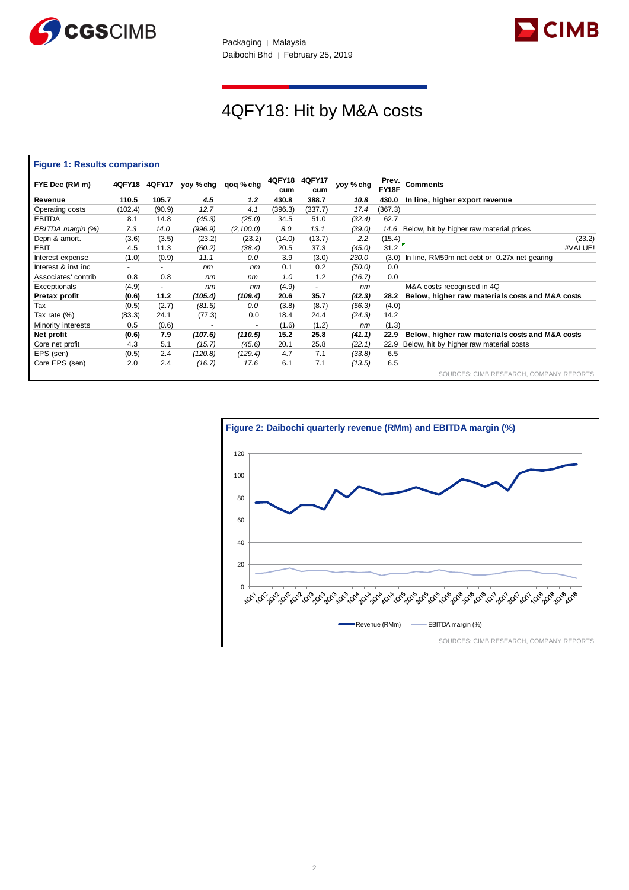# 4QFY18: Hit by M&A costs

**Figure 1: Results comparison**

| FYE Dec (RM m) | 4QFY18 | 4QFY17 | yoy % chg | qoq % chg | 4QFY18 cum | 4QFY17 cum | yoy % chg | Prev. FY18F | Comments | |
|---|---|---|---|---|---|---|---|---|---|---|
| **Revenue** | **110.5** | **105.7** | ***4.5*** | ***1.2*** | **430.8** | **388.7** | ***10.8*** | **430.0** | **In line, higher export revenue** | |
| Operating costs | (102.4) | (90.9) | *12.7* | *4.1* | (396.3) | (337.7) | *17.4* | (367.3) | | |
| EBITDA | 8.1 | 14.8 | *(45.3)* | *(25.0)* | 34.5 | 51.0 | *(32.4)* | 62.7 | | |
| *EBITDA margin (%)* | *7.3* | *14.0* | *(996.9)* | *(2,100.0)* | *8.0* | *13.1* | *(39.0)* | *14.6* | Below, hit by higher raw material prices | |
| Depn & amort. | (3.6) | (3.5) | (23.2) | (23.2) | (14.0) | (13.7) | *2.2* | (15.4) | | (23.2) |
| EBIT | 4.5 | 11.3 | *(60.2)* | *(38.4)* | 20.5 | 37.3 | *(45.0)* | 31.2 | | #VALUE! |
| Interest expense | (1.0) | (0.9) | *11.1* | *0.0* | 3.9 | (3.0) | *230.0* | (3.0) | In line, RM59m net debt or 0.27x net gearing | |
| Interest & invt inc | - | - | *nm* | *nm* | 0.1 | 0.2 | *(50.0)* | 0.0 | | |
| Associates' contrib | 0.8 | 0.8 | *nm* | *nm* | *1.0* | 1.2 | *(16.7)* | 0.0 | | |
| Exceptionals | (4.9) | - | *nm* | *nm* | (4.9) | - | *nm* | | M&A costs recognised in 4Q | |
| **Pretax profit** | **(0.6)** | **11.2** | ***(105.4)*** | ***(109.4)*** | **20.6** | **35.7** | ***(42.3)*** | **28.2** | **Below, higher raw materials costs and M&A costs** | |
| Tax | (0.5) | (2.7) | *(81.5)* | *0.0* | (3.8) | (8.7) | *(56.3)* | (4.0) | | |
| Tax rate (%) | (83.3) | 24.1 | (77.3) | 0.0 | 18.4 | 24.4 | *(24.3)* | 14.2 | | |
| Minority interests | 0.5 | (0.6) | - | - | (1.6) | (1.2) | *nm* | (1.3) | | |
| **Net profit** | **(0.6)** | **7.9** | ***(107.6)*** | ***(110.5)*** | **15.2** | **25.8** | ***(41.1)*** | **22.9** | **Below, higher raw materials costs and M&A costs** | |
| Core net profit | 4.3 | 5.1 | *(15.7)* | *(45.6)* | 20.1 | 25.8 | *(22.1)* | 22.9 | Below, hit by higher raw material costs | |
| EPS (sen) | (0.5) | 2.4 | *(120.8)* | *(129.4)* | 4.7 | 7.1 | *(33.8)* | 6.5 | | |
| Core EPS (sen) | 2.0 | 2.4 | *(16.7)* | *17.6* | 6.1 | 7.1 | *(13.5)* | 6.5 | | |

SOURCES: CIMB RESEARCH, COMPANY REPORTS

**Figure 2: Daibochi quarterly revenue (RMm) and EBITDA margin (%)**

SOURCES: CIMB RESEARCH, COMPANY REPORTS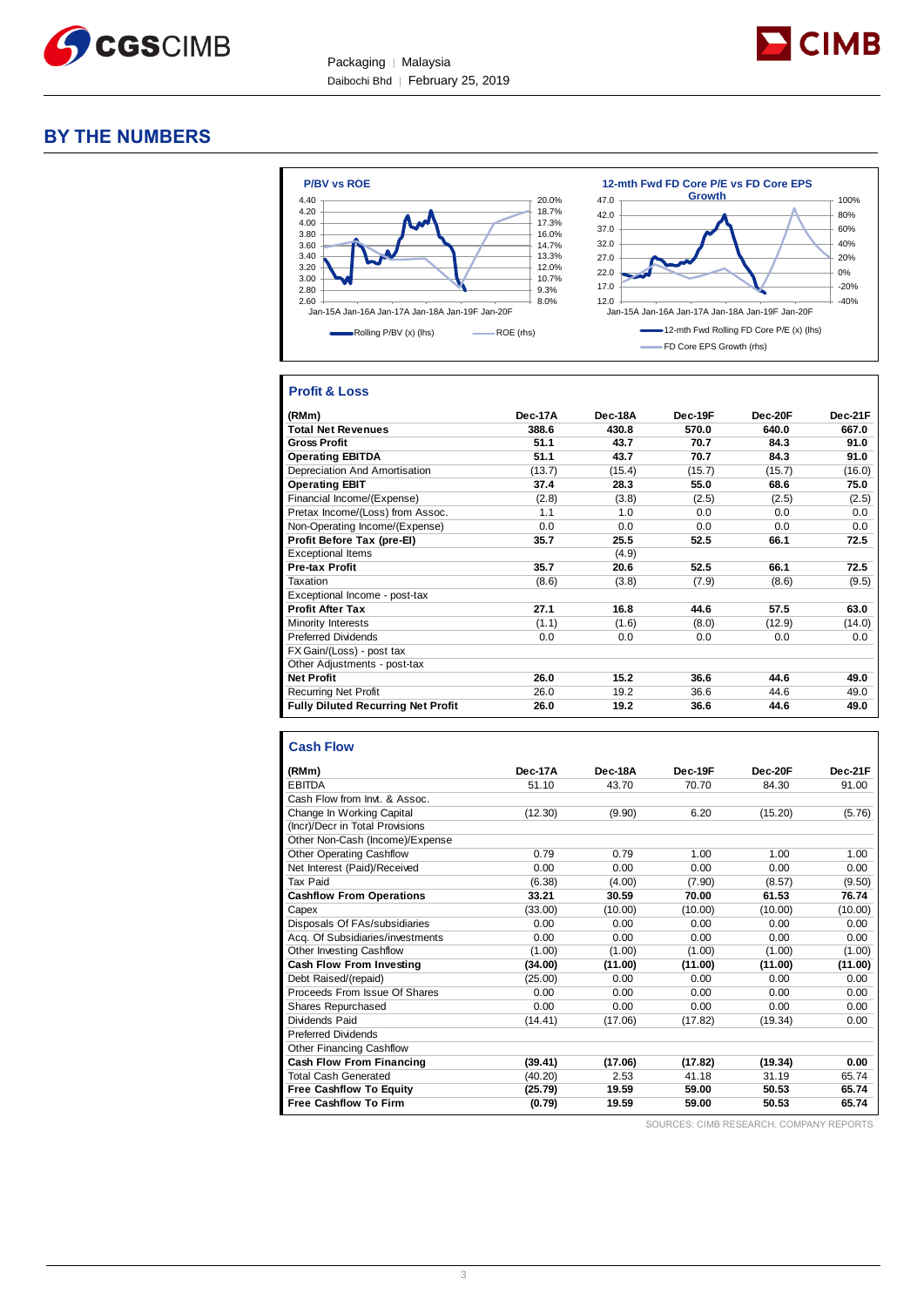# BY THE NUMBERS

**P/BV vs ROE**

Rolling P/BV (x) (lhs) — ROE (rhs)

**12-mth Fwd FD Core P/E vs FD Core EPS Growth**

12-mth Fwd Rolling FD Core P/E (x) (lhs) — FD Core EPS Growth (rhs)

## Profit & Loss

| (RMm) | Dec-17A | Dec-18A | Dec-19F | Dec-20F | Dec-21F |
|---|---|---|---|---|---|
| **Total Net Revenues** | **388.6** | **430.8** | **570.0** | **640.0** | **667.0** |
| **Gross Profit** | **51.1** | **43.7** | **70.7** | **84.3** | **91.0** |
| **Operating EBITDA** | **51.1** | **43.7** | **70.7** | **84.3** | **91.0** |
| Depreciation And Amortisation | (13.7) | (15.4) | (15.7) | (15.7) | (16.0) |
| **Operating EBIT** | **37.4** | **28.3** | **55.0** | **68.6** | **75.0** |
| Financial Income/(Expense) | (2.8) | (3.8) | (2.5) | (2.5) | (2.5) |
| Pretax Income/(Loss) from Assoc. | 1.1 | 1.0 | 0.0 | 0.0 | 0.0 |
| Non-Operating Income/(Expense) | 0.0 | 0.0 | 0.0 | 0.0 | 0.0 |
| **Profit Before Tax (pre-EI)** | **35.7** | **25.5** | **52.5** | **66.1** | **72.5** |
| Exceptional Items | | (4.9) | | | |
| **Pre-tax Profit** | **35.7** | **20.6** | **52.5** | **66.1** | **72.5** |
| Taxation | (8.6) | (3.8) | (7.9) | (8.6) | (9.5) |
| Exceptional Income - post-tax | | | | | |
| **Profit After Tax** | **27.1** | **16.8** | **44.6** | **57.5** | **63.0** |
| Minority Interests | (1.1) | (1.6) | (8.0) | (12.9) | (14.0) |
| Preferred Dividends | 0.0 | 0.0 | 0.0 | 0.0 | 0.0 |
| FX Gain/(Loss) - post tax | | | | | |
| Other Adjustments - post-tax | | | | | |
| **Net Profit** | **26.0** | **15.2** | **36.6** | **44.6** | **49.0** |
| Recurring Net Profit | 26.0 | 19.2 | 36.6 | 44.6 | 49.0 |
| **Fully Diluted Recurring Net Profit** | **26.0** | **19.2** | **36.6** | **44.6** | **49.0** |

## Cash Flow

| (RMm) | Dec-17A | Dec-18A | Dec-19F | Dec-20F | Dec-21F |
|---|---|---|---|---|---|
| EBITDA | 51.10 | 43.70 | 70.70 | 84.30 | 91.00 |
| Cash Flow from Invt. & Assoc. | | | | | |
| Change In Working Capital | (12.30) | (9.90) | 6.20 | (15.20) | (5.76) |
| (Incr)/Decr in Total Provisions | | | | | |
| Other Non-Cash (Income)/Expense | | | | | |
| Other Operating Cashflow | 0.79 | 0.79 | 1.00 | 1.00 | 1.00 |
| Net Interest (Paid)/Received | 0.00 | 0.00 | 0.00 | 0.00 | 0.00 |
| Tax Paid | (6.38) | (4.00) | (7.90) | (8.57) | (9.50) |
| **Cashflow From Operations** | **33.21** | **30.59** | **70.00** | **61.53** | **76.74** |
| Capex | (33.00) | (10.00) | (10.00) | (10.00) | (10.00) |
| Disposals Of FAs/subsidiaries | 0.00 | 0.00 | 0.00 | 0.00 | 0.00 |
| Acq. Of Subsidiaries/investments | 0.00 | 0.00 | 0.00 | 0.00 | 0.00 |
| Other Investing Cashflow | (1.00) | (1.00) | (1.00) | (1.00) | (1.00) |
| **Cash Flow From Investing** | **(34.00)** | **(11.00)** | **(11.00)** | **(11.00)** | **(11.00)** |
| Debt Raised/(repaid) | (25.00) | 0.00 | 0.00 | 0.00 | 0.00 |
| Proceeds From Issue Of Shares | 0.00 | 0.00 | 0.00 | 0.00 | 0.00 |
| Shares Repurchased | 0.00 | 0.00 | 0.00 | 0.00 | 0.00 |
| Dividends Paid | (14.41) | (17.06) | (17.82) | (19.34) | 0.00 |
| Preferred Dividends | | | | | |
| Other Financing Cashflow | | | | | |
| **Cash Flow From Financing** | **(39.41)** | **(17.06)** | **(17.82)** | **(19.34)** | **0.00** |
| Total Cash Generated | (40.20) | 2.53 | 41.18 | 31.19 | 65.74 |
| **Free Cashflow To Equity** | **(25.79)** | **19.59** | **59.00** | **50.53** | **65.74** |
| **Free Cashflow To Firm** | **(0.79)** | **19.59** | **59.00** | **50.53** | **65.74** |

SOURCES: CIMB RESEARCH, COMPANY REPORTS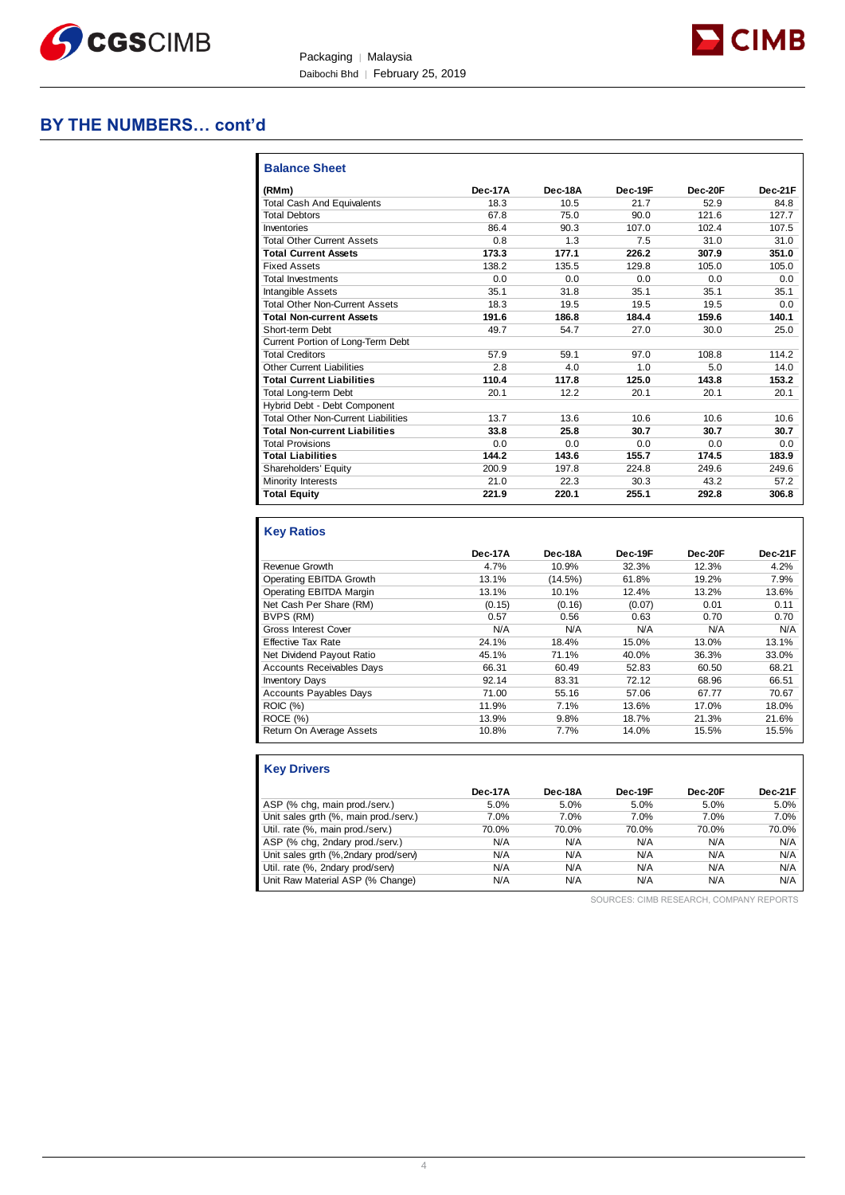## BY THE NUMBERS… cont'd

### Balance Sheet

| (RMm) | Dec-17A | Dec-18A | Dec-19F | Dec-20F | Dec-21F |
|---|---|---|---|---|---|
| Total Cash And Equivalents | 18.3 | 10.5 | 21.7 | 52.9 | 84.8 |
| Total Debtors | 67.8 | 75.0 | 90.0 | 121.6 | 127.7 |
| Inventories | 86.4 | 90.3 | 107.0 | 102.4 | 107.5 |
| Total Other Current Assets | 0.8 | 1.3 | 7.5 | 31.0 | 31.0 |
| **Total Current Assets** | **173.3** | **177.1** | **226.2** | **307.9** | **351.0** |
| Fixed Assets | 138.2 | 135.5 | 129.8 | 105.0 | 105.0 |
| Total Investments | 0.0 | 0.0 | 0.0 | 0.0 | 0.0 |
| Intangible Assets | 35.1 | 31.8 | 35.1 | 35.1 | 35.1 |
| Total Other Non-Current Assets | 18.3 | 19.5 | 19.5 | 19.5 | 0.0 |
| **Total Non-current Assets** | **191.6** | **186.8** | **184.4** | **159.6** | **140.1** |
| Short-term Debt | 49.7 | 54.7 | 27.0 | 30.0 | 25.0 |
| Current Portion of Long-Term Debt | | | | | |
| Total Creditors | 57.9 | 59.1 | 97.0 | 108.8 | 114.2 |
| Other Current Liabilities | 2.8 | 4.0 | 1.0 | 5.0 | 14.0 |
| **Total Current Liabilities** | **110.4** | **117.8** | **125.0** | **143.8** | **153.2** |
| Total Long-term Debt | 20.1 | 12.2 | 20.1 | 20.1 | 20.1 |
| Hybrid Debt - Debt Component | | | | | |
| Total Other Non-Current Liabilities | 13.7 | 13.6 | 10.6 | 10.6 | 10.6 |
| **Total Non-current Liabilities** | **33.8** | **25.8** | **30.7** | **30.7** | **30.7** |
| Total Provisions | 0.0 | 0.0 | 0.0 | 0.0 | 0.0 |
| **Total Liabilities** | **144.2** | **143.6** | **155.7** | **174.5** | **183.9** |
| Shareholders' Equity | 200.9 | 197.8 | 224.8 | 249.6 | 249.6 |
| Minority Interests | 21.0 | 22.3 | 30.3 | 43.2 | 57.2 |
| **Total Equity** | **221.9** | **220.1** | **255.1** | **292.8** | **306.8** |

### Key Ratios

| | Dec-17A | Dec-18A | Dec-19F | Dec-20F | Dec-21F |
|---|---|---|---|---|---|
| Revenue Growth | 4.7% | 10.9% | 32.3% | 12.3% | 4.2% |
| Operating EBITDA Growth | 13.1% | (14.5%) | 61.8% | 19.2% | 7.9% |
| Operating EBITDA Margin | 13.1% | 10.1% | 12.4% | 13.2% | 13.6% |
| Net Cash Per Share (RM) | (0.15) | (0.16) | (0.07) | 0.01 | 0.11 |
| BVPS (RM) | 0.57 | 0.56 | 0.63 | 0.70 | 0.70 |
| Gross Interest Cover | N/A | N/A | N/A | N/A | N/A |
| Effective Tax Rate | 24.1% | 18.4% | 15.0% | 13.0% | 13.1% |
| Net Dividend Payout Ratio | 45.1% | 71.1% | 40.0% | 36.3% | 33.0% |
| Accounts Receivables Days | 66.31 | 60.49 | 52.83 | 60.50 | 68.21 |
| Inventory Days | 92.14 | 83.31 | 72.12 | 68.96 | 66.51 |
| Accounts Payables Days | 71.00 | 55.16 | 57.06 | 67.77 | 70.67 |
| ROIC (%) | 11.9% | 7.1% | 13.6% | 17.0% | 18.0% |
| ROCE (%) | 13.9% | 9.8% | 18.7% | 21.3% | 21.6% |
| Return On Average Assets | 10.8% | 7.7% | 14.0% | 15.5% | 15.5% |

### Key Drivers

| | Dec-17A | Dec-18A | Dec-19F | Dec-20F | Dec-21F |
|---|---|---|---|---|---|
| ASP (% chg, main prod./serv.) | 5.0% | 5.0% | 5.0% | 5.0% | 5.0% |
| Unit sales grth (%, main prod./serv.) | 7.0% | 7.0% | 7.0% | 7.0% | 7.0% |
| Util. rate (%, main prod./serv.) | 70.0% | 70.0% | 70.0% | 70.0% | 70.0% |
| ASP (% chg, 2ndary prod./serv.) | N/A | N/A | N/A | N/A | N/A |
| Unit sales grth (%,2ndary prod/serv) | N/A | N/A | N/A | N/A | N/A |
| Util. rate (%, 2ndary prod/serv) | N/A | N/A | N/A | N/A | N/A |
| Unit Raw Material ASP (% Change) | N/A | N/A | N/A | N/A | N/A |

SOURCES: CIMB RESEARCH, COMPANY REPORTS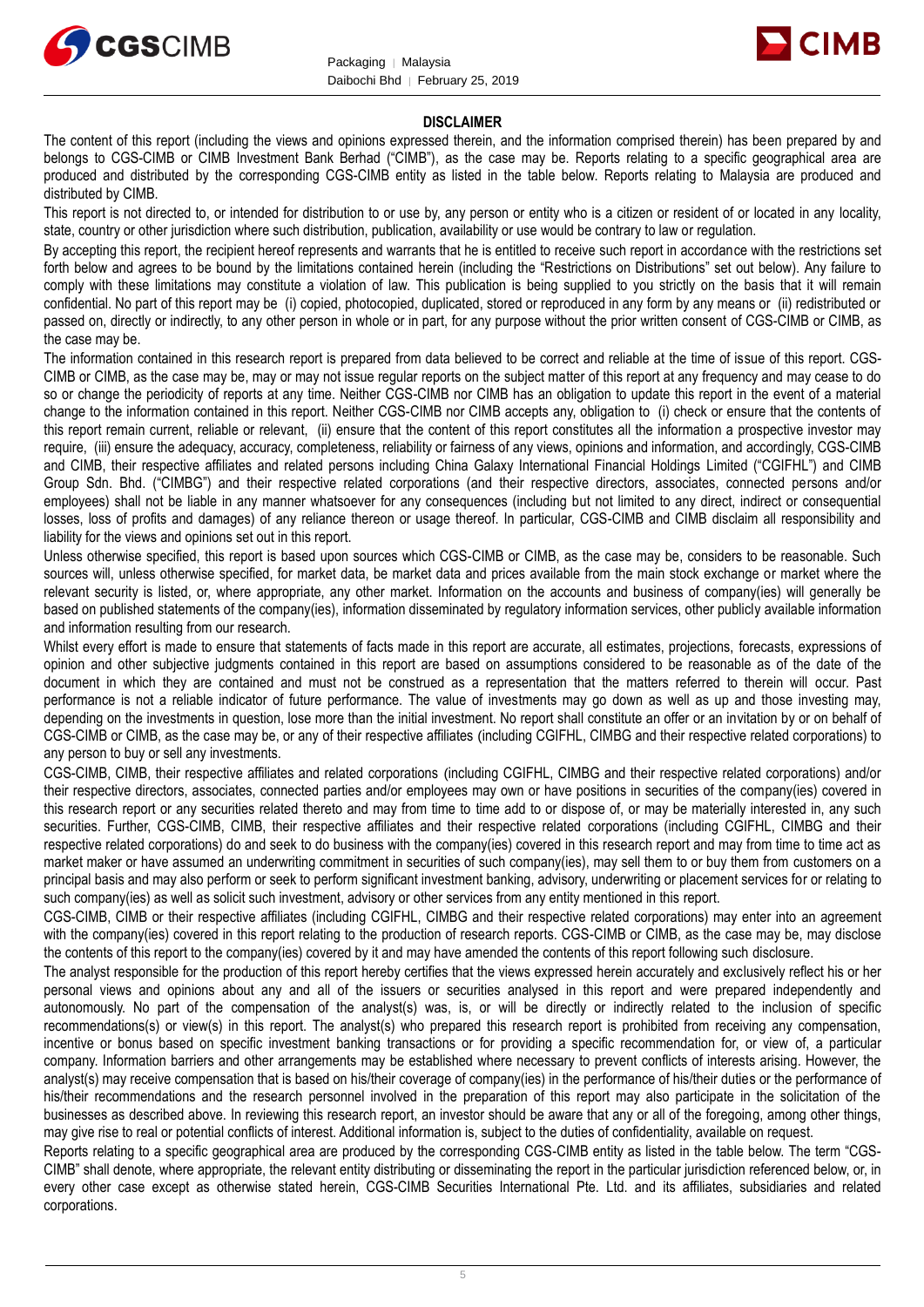## DISCLAIMER

The content of this report (including the views and opinions expressed therein, and the information comprised therein) has been prepared by and belongs to CGS-CIMB or CIMB Investment Bank Berhad ("CIMB"), as the case may be. Reports relating to a specific geographical area are produced and distributed by the corresponding CGS-CIMB entity as listed in the table below. Reports relating to Malaysia are produced and distributed by CIMB.

This report is not directed to, or intended for distribution to or use by, any person or entity who is a citizen or resident of or located in any locality, state, country or other jurisdiction where such distribution, publication, availability or use would be contrary to law or regulation.

By accepting this report, the recipient hereof represents and warrants that he is entitled to receive such report in accordance with the restrictions set forth below and agrees to be bound by the limitations contained herein (including the "Restrictions on Distributions" set out below). Any failure to comply with these limitations may constitute a violation of law. This publication is being supplied to you strictly on the basis that it will remain confidential. No part of this report may be (i) copied, photocopied, duplicated, stored or reproduced in any form by any means or (ii) redistributed or passed on, directly or indirectly, to any other person in whole or in part, for any purpose without the prior written consent of CGS-CIMB or CIMB, as the case may be.

The information contained in this research report is prepared from data believed to be correct and reliable at the time of issue of this report. CGS-CIMB or CIMB, as the case may be, may or may not issue regular reports on the subject matter of this report at any frequency and may cease to do so or change the periodicity of reports at any time. Neither CGS-CIMB nor CIMB has an obligation to update this report in the event of a material change to the information contained in this report. Neither CGS-CIMB nor CIMB accepts any, obligation to (i) check or ensure that the contents of this report remain current, reliable or relevant, (ii) ensure that the content of this report constitutes all the information a prospective investor may require, (iii) ensure the adequacy, accuracy, completeness, reliability or fairness of any views, opinions and information, and accordingly, CGS-CIMB and CIMB, their respective affiliates and related persons including China Galaxy International Financial Holdings Limited ("CGIFHL") and CIMB Group Sdn. Bhd. ("CIMBG") and their respective related corporations (and their respective directors, associates, connected persons and/or employees) shall not be liable in any manner whatsoever for any consequences (including but not limited to any direct, indirect or consequential losses, loss of profits and damages) of any reliance thereon or usage thereof. In particular, CGS-CIMB and CIMB disclaim all responsibility and liability for the views and opinions set out in this report.

Unless otherwise specified, this report is based upon sources which CGS-CIMB or CIMB, as the case may be, considers to be reasonable. Such sources will, unless otherwise specified, for market data, be market data and prices available from the main stock exchange or market where the relevant security is listed, or, where appropriate, any other market. Information on the accounts and business of company(ies) will generally be based on published statements of the company(ies), information disseminated by regulatory information services, other publicly available information and information resulting from our research.

Whilst every effort is made to ensure that statements of facts made in this report are accurate, all estimates, projections, forecasts, expressions of opinion and other subjective judgments contained in this report are based on assumptions considered to be reasonable as of the date of the document in which they are contained and must not be construed as a representation that the matters referred to therein will occur. Past performance is not a reliable indicator of future performance. The value of investments may go down as well as up and those investing may, depending on the investments in question, lose more than the initial investment. No report shall constitute an offer or an invitation by or on behalf of CGS-CIMB or CIMB, as the case may be, or any of their respective affiliates (including CGIFHL, CIMBG and their respective related corporations) to any person to buy or sell any investments.

CGS-CIMB, CIMB, their respective affiliates and related corporations (including CGIFHL, CIMBG and their respective related corporations) and/or their respective directors, associates, connected parties and/or employees may own or have positions in securities of the company(ies) covered in this research report or any securities related thereto and may from time to time add to or dispose of, or may be materially interested in, any such securities. Further, CGS-CIMB, CIMB, their respective affiliates and their respective related corporations (including CGIFHL, CIMBG and their respective related corporations) do and seek to do business with the company(ies) covered in this research report and may from time to time act as market maker or have assumed an underwriting commitment in securities of such company(ies), may sell them to or buy them from customers on a principal basis and may also perform or seek to perform significant investment banking, advisory, underwriting or placement services for or relating to such company(ies) as well as solicit such investment, advisory or other services from any entity mentioned in this report.

CGS-CIMB, CIMB or their respective affiliates (including CGIFHL, CIMBG and their respective related corporations) may enter into an agreement with the company(ies) covered in this report relating to the production of research reports. CGS-CIMB or CIMB, as the case may be, may disclose the contents of this report to the company(ies) covered by it and may have amended the contents of this report following such disclosure.

The analyst responsible for the production of this report hereby certifies that the views expressed herein accurately and exclusively reflect his or her personal views and opinions about any and all of the issuers or securities analysed in this report and were prepared independently and autonomously. No part of the compensation of the analyst(s) was, is, or will be directly or indirectly related to the inclusion of specific recommendations(s) or view(s) in this report. The analyst(s) who prepared this research report is prohibited from receiving any compensation, incentive or bonus based on specific investment banking transactions or for providing a specific recommendation for, or view of, a particular company. Information barriers and other arrangements may be established where necessary to prevent conflicts of interests arising. However, the analyst(s) may receive compensation that is based on his/their coverage of company(ies) in the performance of his/their duties or the performance of his/their recommendations and the research personnel involved in the preparation of this report may also participate in the solicitation of the businesses as described above. In reviewing this research report, an investor should be aware that any or all of the foregoing, among other things, may give rise to real or potential conflicts of interest. Additional information is, subject to the duties of confidentiality, available on request.

Reports relating to a specific geographical area are produced by the corresponding CGS-CIMB entity as listed in the table below. The term "CGS-CIMB" shall denote, where appropriate, the relevant entity distributing or disseminating the report in the particular jurisdiction referenced below, or, in every other case except as otherwise stated herein, CGS-CIMB Securities International Pte. Ltd. and its affiliates, subsidiaries and related corporations.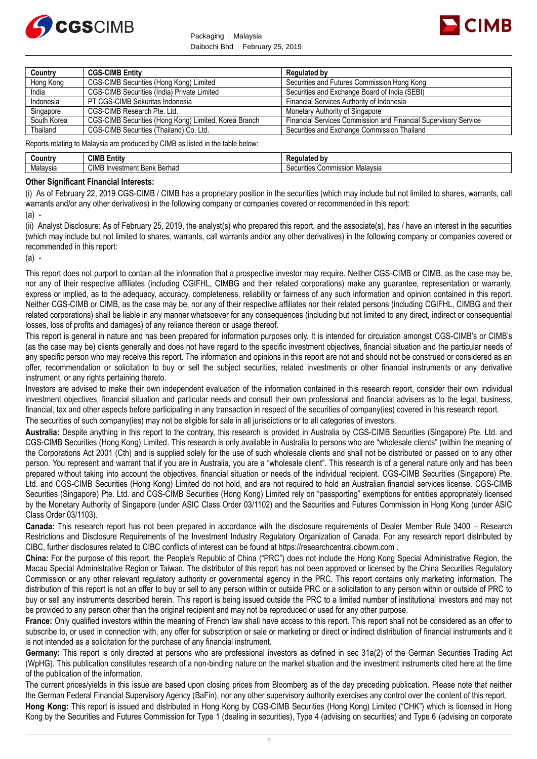| Country | CGS-CIMB Entity | Regulated by |
|---|---|---|
| Hong Kong | CGS-CIMB Securities (Hong Kong) Limited | Securities and Futures Commission Hong Kong |
| India | CGS-CIMB Securities (India) Private Limited | Securities and Exchange Board of India (SEBI) |
| Indonesia | PT CGS-CIMB Sekuritas Indonesia | Financial Services Authority of Indonesia |
| Singapore | CGS-CIMB Research Pte. Ltd. | Monetary Authority of Singapore |
| South Korea | CGS-CIMB Securities (Hong Kong) Limited, Korea Branch | Financial Services Commission and Financial Supervisory Service |
| Thailand | CGS-CIMB Securities (Thailand) Co. Ltd. | Securities and Exchange Commission Thailand |

Reports relating to Malaysia are produced by CIMB as listed in the table below:

| Country | CIMB Entity | Regulated by |
|---|---|---|
| Malaysia | CIMB Investment Bank Berhad | Securities Commission Malaysia |

**Other Significant Financial Interests:**

(i) As of February 22, 2019 CGS-CIMB / CIMB has a proprietary position in the securities (which may include but not limited to shares, warrants, call warrants and/or any other derivatives) in the following company or companies covered or recommended in this report:

(a) -

(ii) Analyst Disclosure: As of February 25, 2019, the analyst(s) who prepared this report, and the associate(s), has / have an interest in the securities (which may include but not limited to shares, warrants, call warrants and/or any other derivatives) in the following company or companies covered or recommended in this report:

(a) -

This report does not purport to contain all the information that a prospective investor may require. Neither CGS-CIMB or CIMB, as the case may be, nor any of their respective affiliates (including CGIFHL, CIMBG and their related corporations) make any guarantee, representation or warranty, express or implied, as to the adequacy, accuracy, completeness, reliability or fairness of any such information and opinion contained in this report. Neither CGS-CIMB or CIMB, as the case may be, nor any of their respective affiliates nor their related persons (including CGIFHL, CIMBG and their related corporations) shall be liable in any manner whatsoever for any consequences (including but not limited to any direct, indirect or consequential losses, loss of profits and damages) of any reliance thereon or usage thereof.

This report is general in nature and has been prepared for information purposes only. It is intended for circulation amongst CGS-CIMB's or CIMB's (as the case may be) clients generally and does not have regard to the specific investment objectives, financial situation and the particular needs of any specific person who may receive this report. The information and opinions in this report are not and should not be construed or considered as an offer, recommendation or solicitation to buy or sell the subject securities, related investments or other financial instruments or any derivative instrument, or any rights pertaining thereto.

Investors are advised to make their own independent evaluation of the information contained in this research report, consider their own individual investment objectives, financial situation and particular needs and consult their own professional and financial advisers as to the legal, business, financial, tax and other aspects before participating in any transaction in respect of the securities of company(ies) covered in this research report.

The securities of such company(ies) may not be eligible for sale in all jurisdictions or to all categories of investors.

**Australia:** Despite anything in this report to the contrary, this research is provided in Australia by CGS-CIMB Securities (Singapore) Pte. Ltd. and CGS-CIMB Securities (Hong Kong) Limited. This research is only available in Australia to persons who are "wholesale clients" (within the meaning of the Corporations Act 2001 (Cth) and is supplied solely for the use of such wholesale clients and shall not be distributed or passed on to any other person. You represent and warrant that if you are in Australia, you are a "wholesale client". This research is of a general nature only and has been prepared without taking into account the objectives, financial situation or needs of the individual recipient. CGS-CIMB Securities (Singapore) Pte. Ltd. and CGS-CIMB Securities (Hong Kong) Limited do not hold, and are not required to hold an Australian financial services license. CGS-CIMB Securities (Singapore) Pte. Ltd. and CGS-CIMB Securities (Hong Kong) Limited rely on "passporting" exemptions for entities appropriately licensed by the Monetary Authority of Singapore (under ASIC Class Order 03/1102) and the Securities and Futures Commission in Hong Kong (under ASIC Class Order 03/1103).

**Canada:** This research report has not been prepared in accordance with the disclosure requirements of Dealer Member Rule 3400 – Research Restrictions and Disclosure Requirements of the Investment Industry Regulatory Organization of Canada. For any research report distributed by CIBC, further disclosures related to CIBC conflicts of interest can be found at https://researchcentral.cibcwm.com .

**China:** For the purpose of this report, the People's Republic of China ("PRC") does not include the Hong Kong Special Administrative Region, the Macau Special Administrative Region or Taiwan. The distributor of this report has not been approved or licensed by the China Securities Regulatory Commission or any other relevant regulatory authority or governmental agency in the PRC. This report contains only marketing information. The distribution of this report is not an offer to buy or sell to any person within or outside PRC or a solicitation to any person within or outside of PRC to buy or sell any instruments described herein. This report is being issued outside the PRC to a limited number of institutional investors and may not be provided to any person other than the original recipient and may not be reproduced or used for any other purpose.

**France:** Only qualified investors within the meaning of French law shall have access to this report. This report shall not be considered as an offer to subscribe to, or used in connection with, any offer for subscription or sale or marketing or direct or indirect distribution of financial instruments and it is not intended as a solicitation for the purchase of any financial instrument.

**Germany:** This report is only directed at persons who are professional investors as defined in sec 31a(2) of the German Securities Trading Act (WpHG). This publication constitutes research of a non-binding nature on the market situation and the investment instruments cited here at the time of the publication of the information.

The current prices/yields in this issue are based upon closing prices from Bloomberg as of the day preceding publication. Please note that neither the German Federal Financial Supervisory Agency (BaFin), nor any other supervisory authority exercises any control over the content of this report.

**Hong Kong:** This report is issued and distributed in Hong Kong by CGS-CIMB Securities (Hong Kong) Limited ("CHK") which is licensed in Hong Kong by the Securities and Futures Commission for Type 1 (dealing in securities), Type 4 (advising on securities) and Type 6 (advising on corporate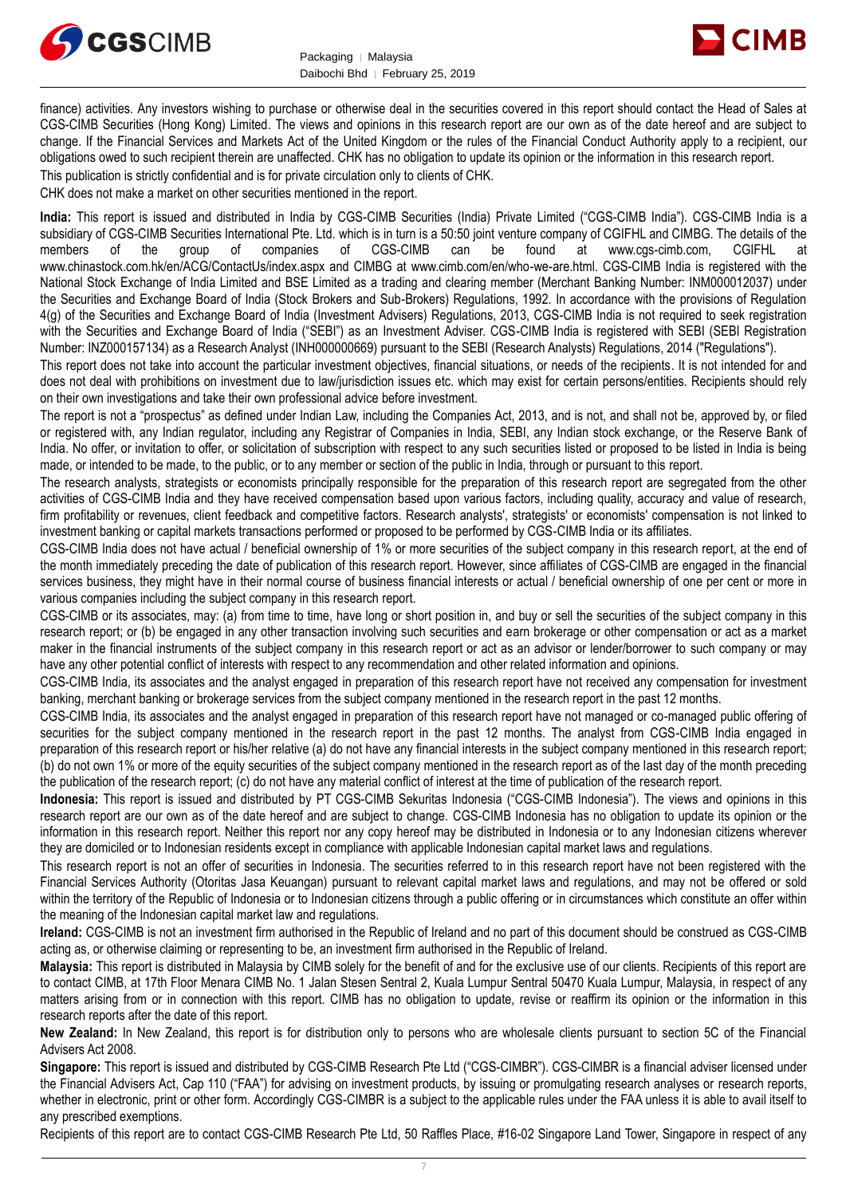finance) activities. Any investors wishing to purchase or otherwise deal in the securities covered in this report should contact the Head of Sales at CGS-CIMB Securities (Hong Kong) Limited. The views and opinions in this research report are our own as of the date hereof and are subject to change. If the Financial Services and Markets Act of the United Kingdom or the rules of the Financial Conduct Authority apply to a recipient, our obligations owed to such recipient therein are unaffected. CHK has no obligation to update its opinion or the information in this research report.

This publication is strictly confidential and is for private circulation only to clients of CHK.

CHK does not make a market on other securities mentioned in the report.

**India:** This report is issued and distributed in India by CGS-CIMB Securities (India) Private Limited ("CGS-CIMB India"). CGS-CIMB India is a subsidiary of CGS-CIMB Securities International Pte. Ltd. which is in turn is a 50:50 joint venture company of CGIFHL and CIMBG. The details of the members of the group of companies of CGS-CIMB can be found at www.cgs-cimb.com, CGIFHL at www.chinastock.com.hk/en/ACG/ContactUs/index.aspx and CIMBG at www.cimb.com/en/who-we-are.html. CGS-CIMB India is registered with the National Stock Exchange of India Limited and BSE Limited as a trading and clearing member (Merchant Banking Number: INM000012037) under the Securities and Exchange Board of India (Stock Brokers and Sub-Brokers) Regulations, 1992. In accordance with the provisions of Regulation 4(g) of the Securities and Exchange Board of India (Investment Advisers) Regulations, 2013, CGS-CIMB India is not required to seek registration with the Securities and Exchange Board of India ("SEBI") as an Investment Adviser. CGS-CIMB India is registered with SEBI (SEBI Registration Number: INZ000157134) as a Research Analyst (INH000000669) pursuant to the SEBI (Research Analysts) Regulations, 2014 ("Regulations").

This report does not take into account the particular investment objectives, financial situations, or needs of the recipients. It is not intended for and does not deal with prohibitions on investment due to law/jurisdiction issues etc. which may exist for certain persons/entities. Recipients should rely on their own investigations and take their own professional advice before investment.

The report is not a "prospectus" as defined under Indian Law, including the Companies Act, 2013, and is not, and shall not be, approved by, or filed or registered with, any Indian regulator, including any Registrar of Companies in India, SEBI, any Indian stock exchange, or the Reserve Bank of India. No offer, or invitation to offer, or solicitation of subscription with respect to any such securities listed or proposed to be listed in India is being made, or intended to be made, to the public, or to any member or section of the public in India, through or pursuant to this report.

The research analysts, strategists or economists principally responsible for the preparation of this research report are segregated from the other activities of CGS-CIMB India and they have received compensation based upon various factors, including quality, accuracy and value of research, firm profitability or revenues, client feedback and competitive factors. Research analysts', strategists' or economists' compensation is not linked to investment banking or capital markets transactions performed or proposed to be performed by CGS-CIMB India or its affiliates.

CGS-CIMB India does not have actual / beneficial ownership of 1% or more securities of the subject company in this research report, at the end of the month immediately preceding the date of publication of this research report. However, since affiliates of CGS-CIMB are engaged in the financial services business, they might have in their normal course of business financial interests or actual / beneficial ownership of one per cent or more in various companies including the subject company in this research report.

CGS-CIMB or its associates, may: (a) from time to time, have long or short position in, and buy or sell the securities of the subject company in this research report; or (b) be engaged in any other transaction involving such securities and earn brokerage or other compensation or act as a market maker in the financial instruments of the subject company in this research report or act as an advisor or lender/borrower to such company or may have any other potential conflict of interests with respect to any recommendation and other related information and opinions.

CGS-CIMB India, its associates and the analyst engaged in preparation of this research report have not received any compensation for investment banking, merchant banking or brokerage services from the subject company mentioned in the research report in the past 12 months.

CGS-CIMB India, its associates and the analyst engaged in preparation of this research report have not managed or co-managed public offering of securities for the subject company mentioned in the research report in the past 12 months. The analyst from CGS-CIMB India engaged in preparation of this research report or his/her relative (a) do not have any financial interests in the subject company mentioned in this research report; (b) do not own 1% or more of the equity securities of the subject company mentioned in the research report as of the last day of the month preceding the publication of the research report; (c) do not have any material conflict of interest at the time of publication of the research report.

**Indonesia:** This report is issued and distributed by PT CGS-CIMB Sekuritas Indonesia ("CGS-CIMB Indonesia"). The views and opinions in this research report are our own as of the date hereof and are subject to change. CGS-CIMB Indonesia has no obligation to update its opinion or the information in this research report. Neither this report nor any copy hereof may be distributed in Indonesia or to any Indonesian citizens wherever they are domiciled or to Indonesian residents except in compliance with applicable Indonesian capital market laws and regulations.

This research report is not an offer of securities in Indonesia. The securities referred to in this research report have not been registered with the Financial Services Authority (Otoritas Jasa Keuangan) pursuant to relevant capital market laws and regulations, and may not be offered or sold within the territory of the Republic of Indonesia or to Indonesian citizens through a public offering or in circumstances which constitute an offer within the meaning of the Indonesian capital market law and regulations.

**Ireland:** CGS-CIMB is not an investment firm authorised in the Republic of Ireland and no part of this document should be construed as CGS-CIMB acting as, or otherwise claiming or representing to be, an investment firm authorised in the Republic of Ireland.

**Malaysia:** This report is distributed in Malaysia by CIMB solely for the benefit of and for the exclusive use of our clients. Recipients of this report are to contact CIMB, at 17th Floor Menara CIMB No. 1 Jalan Stesen Sentral 2, Kuala Lumpur Sentral 50470 Kuala Lumpur, Malaysia, in respect of any matters arising from or in connection with this report. CIMB has no obligation to update, revise or reaffirm its opinion or the information in this research reports after the date of this report.

**New Zealand:** In New Zealand, this report is for distribution only to persons who are wholesale clients pursuant to section 5C of the Financial Advisers Act 2008.

**Singapore:** This report is issued and distributed by CGS-CIMB Research Pte Ltd ("CGS-CIMBR"). CGS-CIMBR is a financial adviser licensed under the Financial Advisers Act, Cap 110 ("FAA") for advising on investment products, by issuing or promulgating research analyses or research reports, whether in electronic, print or other form. Accordingly CGS-CIMBR is a subject to the applicable rules under the FAA unless it is able to avail itself to any prescribed exemptions.

Recipients of this report are to contact CGS-CIMB Research Pte Ltd, 50 Raffles Place, #16-02 Singapore Land Tower, Singapore in respect of any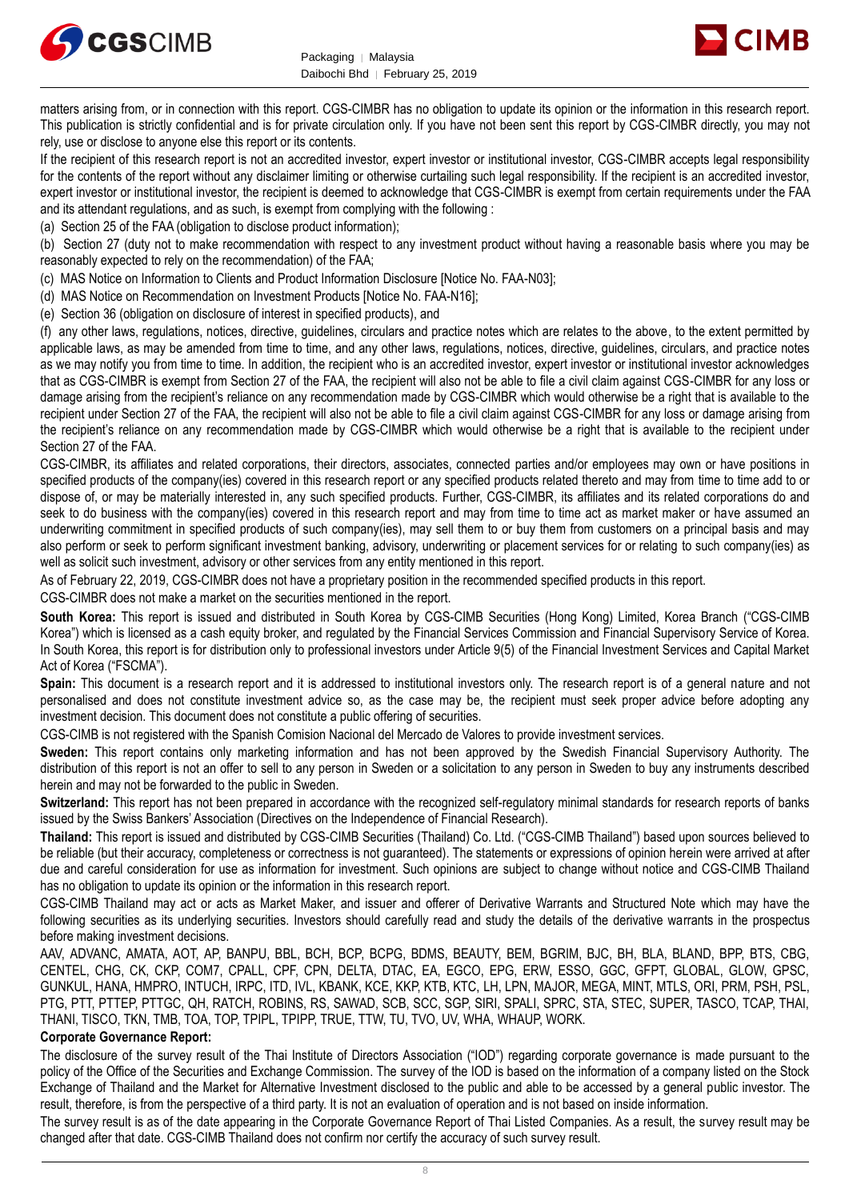matters arising from, or in connection with this report. CGS-CIMBR has no obligation to update its opinion or the information in this research report. This publication is strictly confidential and is for private circulation only. If you have not been sent this report by CGS-CIMBR directly, you may not rely, use or disclose to anyone else this report or its contents.

If the recipient of this research report is not an accredited investor, expert investor or institutional investor, CGS-CIMBR accepts legal responsibility for the contents of the report without any disclaimer limiting or otherwise curtailing such legal responsibility. If the recipient is an accredited investor, expert investor or institutional investor, the recipient is deemed to acknowledge that CGS-CIMBR is exempt from certain requirements under the FAA and its attendant regulations, and as such, is exempt from complying with the following :

(a) Section 25 of the FAA (obligation to disclose product information);

(b) Section 27 (duty not to make recommendation with respect to any investment product without having a reasonable basis where you may be reasonably expected to rely on the recommendation) of the FAA;

(c) MAS Notice on Information to Clients and Product Information Disclosure [Notice No. FAA-N03];

(d) MAS Notice on Recommendation on Investment Products [Notice No. FAA-N16];

(e) Section 36 (obligation on disclosure of interest in specified products), and

(f) any other laws, regulations, notices, directive, guidelines, circulars and practice notes which are relates to the above, to the extent permitted by applicable laws, as may be amended from time to time, and any other laws, regulations, notices, directive, guidelines, circulars, and practice notes as we may notify you from time to time. In addition, the recipient who is an accredited investor, expert investor or institutional investor acknowledges that as CGS-CIMBR is exempt from Section 27 of the FAA, the recipient will also not be able to file a civil claim against CGS-CIMBR for any loss or damage arising from the recipient's reliance on any recommendation made by CGS-CIMBR which would otherwise be a right that is available to the recipient under Section 27 of the FAA, the recipient will also not be able to file a civil claim against CGS-CIMBR for any loss or damage arising from the recipient's reliance on any recommendation made by CGS-CIMBR which would otherwise be a right that is available to the recipient under Section 27 of the FAA.

CGS-CIMBR, its affiliates and related corporations, their directors, associates, connected parties and/or employees may own or have positions in specified products of the company(ies) covered in this research report or any specified products related thereto and may from time to time add to or dispose of, or may be materially interested in, any such specified products. Further, CGS-CIMBR, its affiliates and its related corporations do and seek to do business with the company(ies) covered in this research report and may from time to time act as market maker or have assumed an underwriting commitment in specified products of such company(ies), may sell them to or buy them from customers on a principal basis and may also perform or seek to perform significant investment banking, advisory, underwriting or placement services for or relating to such company(ies) as well as solicit such investment, advisory or other services from any entity mentioned in this report.

As of February 22, 2019, CGS-CIMBR does not have a proprietary position in the recommended specified products in this report.

CGS-CIMBR does not make a market on the securities mentioned in the report.

**South Korea:** This report is issued and distributed in South Korea by CGS-CIMB Securities (Hong Kong) Limited, Korea Branch ("CGS-CIMB Korea") which is licensed as a cash equity broker, and regulated by the Financial Services Commission and Financial Supervisory Service of Korea. In South Korea, this report is for distribution only to professional investors under Article 9(5) of the Financial Investment Services and Capital Market Act of Korea ("FSCMA").

**Spain:** This document is a research report and it is addressed to institutional investors only. The research report is of a general nature and not personalised and does not constitute investment advice so, as the case may be, the recipient must seek proper advice before adopting any investment decision. This document does not constitute a public offering of securities.

CGS-CIMB is not registered with the Spanish Comision Nacional del Mercado de Valores to provide investment services.

**Sweden:** This report contains only marketing information and has not been approved by the Swedish Financial Supervisory Authority. The distribution of this report is not an offer to sell to any person in Sweden or a solicitation to any person in Sweden to buy any instruments described herein and may not be forwarded to the public in Sweden.

**Switzerland:** This report has not been prepared in accordance with the recognized self-regulatory minimal standards for research reports of banks issued by the Swiss Bankers' Association (Directives on the Independence of Financial Research).

**Thailand:** This report is issued and distributed by CGS-CIMB Securities (Thailand) Co. Ltd. ("CGS-CIMB Thailand") based upon sources believed to be reliable (but their accuracy, completeness or correctness is not guaranteed). The statements or expressions of opinion herein were arrived at after due and careful consideration for use as information for investment. Such opinions are subject to change without notice and CGS-CIMB Thailand has no obligation to update its opinion or the information in this research report.

CGS-CIMB Thailand may act or acts as Market Maker, and issuer and offerer of Derivative Warrants and Structured Note which may have the following securities as its underlying securities. Investors should carefully read and study the details of the derivative warrants in the prospectus before making investment decisions.

AAV, ADVANC, AMATA, AOT, AP, BANPU, BBL, BCH, BCP, BCPG, BDMS, BEAUTY, BEM, BGRIM, BJC, BH, BLA, BLAND, BPP, BTS, CBG, CENTEL, CHG, CK, CKP, COM7, CPALL, CPF, CPN, DELTA, DTAC, EA, EGCO, EPG, ERW, ESSO, GGC, GFPT, GLOBAL, GLOW, GPSC, GUNKUL, HANA, HMPRO, INTUCH, IRPC, ITD, IVL, KBANK, KCE, KKP, KTB, KTC, LH, LPN, MAJOR, MEGA, MINT, MTLS, ORI, PRM, PSH, PSL, PTG, PTT, PTTEP, PTTGC, QH, RATCH, ROBINS, RS, SAWAD, SCB, SCC, SGP, SIRI, SPALI, SPRC, STA, STEC, SUPER, TASCO, TCAP, THAI, THANI, TISCO, TKN, TMB, TOA, TOP, TPIPL, TPIPP, TRUE, TTW, TU, TVO, UV, WHA, WHAUP, WORK.

**Corporate Governance Report:**

The disclosure of the survey result of the Thai Institute of Directors Association ("IOD") regarding corporate governance is made pursuant to the policy of the Office of the Securities and Exchange Commission. The survey of the IOD is based on the information of a company listed on the Stock Exchange of Thailand and the Market for Alternative Investment disclosed to the public and able to be accessed by a general public investor. The result, therefore, is from the perspective of a third party. It is not an evaluation of operation and is not based on inside information.

The survey result is as of the date appearing in the Corporate Governance Report of Thai Listed Companies. As a result, the survey result may be changed after that date. CGS-CIMB Thailand does not confirm nor certify the accuracy of such survey result.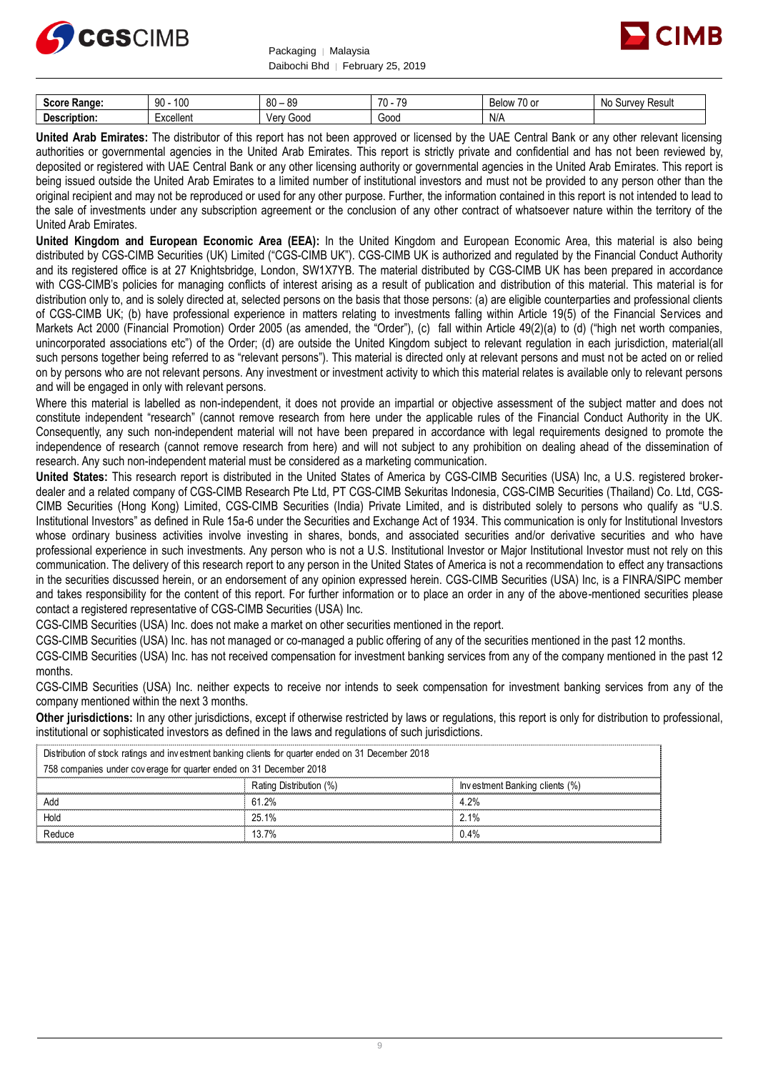| Score Range: | 90 - 100 | 80 – 89 | 70 - 79 | Below 70 or | No Survey Result |
|---|---|---|---|---|---|
| Description: | Excellent | Very Good | Good | N/A | |

**United Arab Emirates:** The distributor of this report has not been approved or licensed by the UAE Central Bank or any other relevant licensing authorities or governmental agencies in the United Arab Emirates. This report is strictly private and confidential and has not been reviewed by, deposited or registered with UAE Central Bank or any other licensing authority or governmental agencies in the United Arab Emirates. This report is being issued outside the United Arab Emirates to a limited number of institutional investors and must not be provided to any person other than the original recipient and may not be reproduced or used for any other purpose. Further, the information contained in this report is not intended to lead to the sale of investments under any subscription agreement or the conclusion of any other contract of whatsoever nature within the territory of the United Arab Emirates.

**United Kingdom and European Economic Area (EEA):** In the United Kingdom and European Economic Area, this material is also being distributed by CGS-CIMB Securities (UK) Limited ("CGS-CIMB UK"). CGS-CIMB UK is authorized and regulated by the Financial Conduct Authority and its registered office is at 27 Knightsbridge, London, SW1X7YB. The material distributed by CGS-CIMB UK has been prepared in accordance with CGS-CIMB's policies for managing conflicts of interest arising as a result of publication and distribution of this material. This material is for distribution only to, and is solely directed at, selected persons on the basis that those persons: (a) are eligible counterparties and professional clients of CGS-CIMB UK; (b) have professional experience in matters relating to investments falling within Article 19(5) of the Financial Services and Markets Act 2000 (Financial Promotion) Order 2005 (as amended, the "Order"), (c) fall within Article 49(2)(a) to (d) ("high net worth companies, unincorporated associations etc") of the Order; (d) are outside the United Kingdom subject to relevant regulation in each jurisdiction, material(all such persons together being referred to as "relevant persons"). This material is directed only at relevant persons and must not be acted on or relied on by persons who are not relevant persons. Any investment or investment activity to which this material relates is available only to relevant persons and will be engaged in only with relevant persons.

Where this material is labelled as non-independent, it does not provide an impartial or objective assessment of the subject matter and does not constitute independent "research" (cannot remove research from here under the applicable rules of the Financial Conduct Authority in the UK. Consequently, any such non-independent material will not have been prepared in accordance with legal requirements designed to promote the independence of research (cannot remove research from here) and will not subject to any prohibition on dealing ahead of the dissemination of research. Any such non-independent material must be considered as a marketing communication.

**United States:** This research report is distributed in the United States of America by CGS-CIMB Securities (USA) Inc, a U.S. registered broker-dealer and a related company of CGS-CIMB Research Pte Ltd, PT CGS-CIMB Sekuritas Indonesia, CGS-CIMB Securities (Thailand) Co. Ltd, CGS-CIMB Securities (Hong Kong) Limited, CGS-CIMB Securities (India) Private Limited, and is distributed solely to persons who qualify as "U.S. Institutional Investors" as defined in Rule 15a-6 under the Securities and Exchange Act of 1934. This communication is only for Institutional Investors whose ordinary business activities involve investing in shares, bonds, and associated securities and/or derivative securities and who have professional experience in such investments. Any person who is not a U.S. Institutional Investor or Major Institutional Investor must not rely on this communication. The delivery of this research report to any person in the United States of America is not a recommendation to effect any transactions in the securities discussed herein, or an endorsement of any opinion expressed herein. CGS-CIMB Securities (USA) Inc, is a FINRA/SIPC member and takes responsibility for the content of this report. For further information or to place an order in any of the above-mentioned securities please contact a registered representative of CGS-CIMB Securities (USA) Inc.

CGS-CIMB Securities (USA) Inc. does not make a market on other securities mentioned in the report.

CGS-CIMB Securities (USA) Inc. has not managed or co-managed a public offering of any of the securities mentioned in the past 12 months.

CGS-CIMB Securities (USA) Inc. has not received compensation for investment banking services from any of the company mentioned in the past 12 months.

CGS-CIMB Securities (USA) Inc. neither expects to receive nor intends to seek compensation for investment banking services from any of the company mentioned within the next 3 months.

**Other jurisdictions:** In any other jurisdictions, except if otherwise restricted by laws or regulations, this report is only for distribution to professional, institutional or sophisticated investors as defined in the laws and regulations of such jurisdictions.

| Distribution of stock ratings and investment banking clients for quarter ended on 31 December 2018 | | |
|---|---|---|
| 758 companies under coverage for quarter ended on 31 December 2018 | | |
| | Rating Distribution (%) | Investment Banking clients (%) |
| Add | 61.2% | 4.2% |
| Hold | 25.1% | 2.1% |
| Reduce | 13.7% | 0.4% |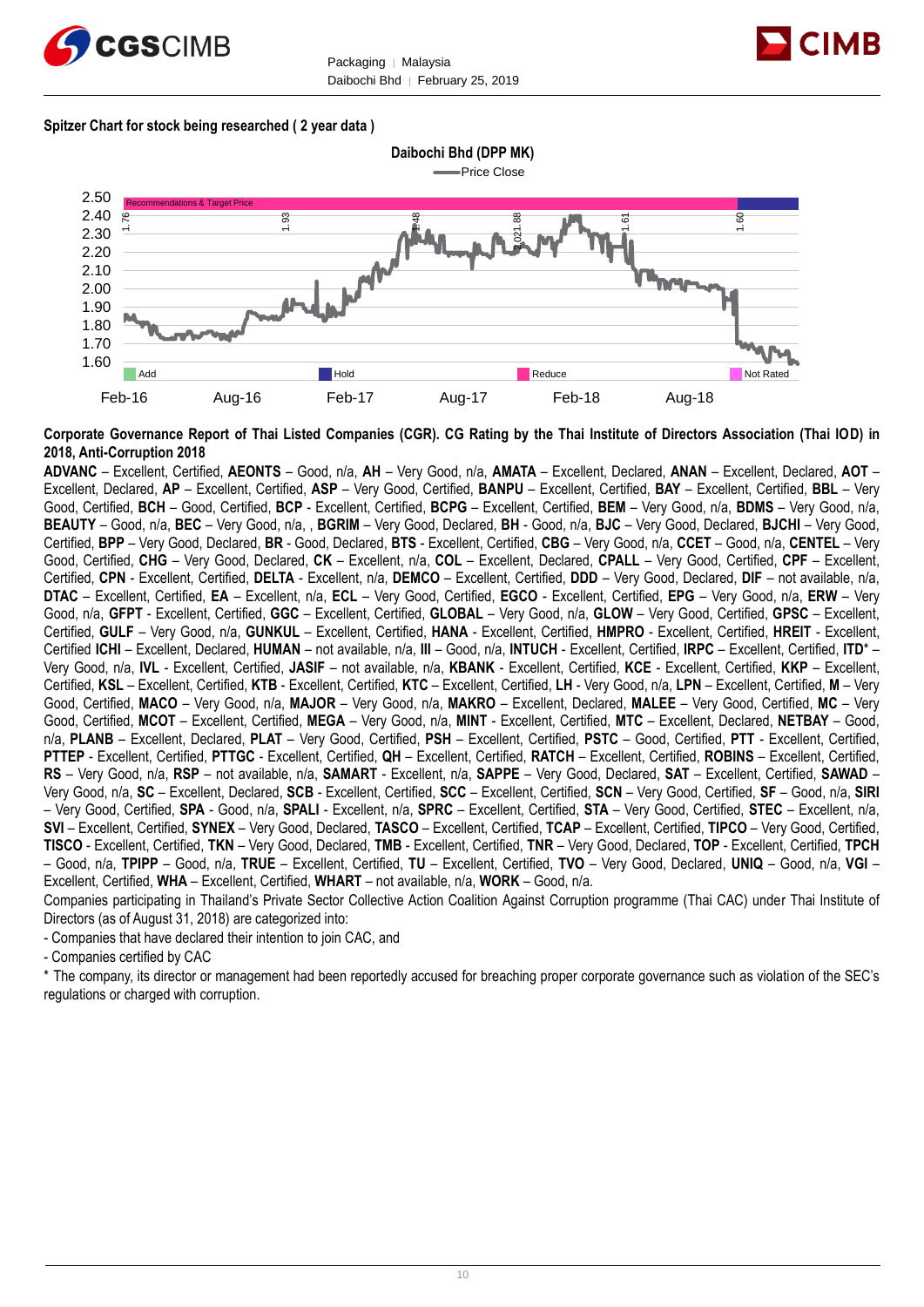**Spitzer Chart for stock being researched ( 2 year data )**

**Daibochi Bhd (DPP MK)**

Price Close

Recommendations & Target Price

1.76 | 1.93 | 2.48 | 2.02 1.88 | 1.61 | 1.60

Add | Hold | Reduce | Not Rated

Feb-16 | Aug-16 | Feb-17 | Aug-17 | Feb-18 | Aug-18

**Corporate Governance Report of Thai Listed Companies (CGR). CG Rating by the Thai Institute of Directors Association (Thai IOD) in 2018, Anti-Corruption 2018**

**ADVANC** – Excellent, Certified, **AEONTS** – Good, n/a, **AH** – Very Good, n/a, **AMATA** – Excellent, Declared, **ANAN** – Excellent, Declared, **AOT** – Excellent, Declared, **AP** – Excellent, Certified, **ASP** – Very Good, Certified, **BANPU** – Excellent, Certified, **BAY** – Excellent, Certified, **BBL** – Very Good, Certified, **BCH** – Good, Certified, **BCP** - Excellent, Certified, **BCPG** – Excellent, Certified, **BEM** – Very Good, n/a, **BDMS** – Very Good, n/a, **BEAUTY** – Good, n/a, **BEC** – Very Good, n/a, , **BGRIM** – Very Good, Declared, **BH** - Good, n/a, **BJC** – Very Good, Declared, **BJCHI** – Very Good, Certified, **BPP** – Very Good, Declared, **BR** - Good, Declared, **BTS** - Excellent, Certified, **CBG** – Very Good, n/a, **CCET** – Good, n/a, **CENTEL** – Very Good, Certified, **CHG** – Very Good, Declared, **CK** – Excellent, n/a, **COL** – Excellent, Declared, **CPALL** – Very Good, Certified, **CPF** – Excellent, Certified, **CPN** - Excellent, Certified, **DELTA** - Excellent, n/a, **DEMCO** – Excellent, Certified, **DDD** – Very Good, Declared, **DIF** – not available, n/a, **DTAC** – Excellent, Certified, **EA** – Excellent, n/a, **ECL** – Very Good, Certified, **EGCO** - Excellent, Certified, **EPG** – Very Good, n/a, **ERW** – Very Good, n/a, **GFPT** - Excellent, Certified, **GGC** – Excellent, Declared, **GLOBAL** – Very Good, n/a, **GLOW** – Very Good, Certified, **GPSC** – Excellent, Certified, **GULF** – Very Good, n/a, **GUNKUL** – Excellent, Certified, **HANA** - Excellent, Certified, **HMPRO** - Excellent, Certified, **HREIT** - Excellent, Certified **ICHI** – Excellent, Declared, **HUMAN** – not available, n/a, **III** – Good, n/a, **INTUCH** - Excellent, Certified, **IRPC** – Excellent, Certified, **ITD*** – Very Good, n/a, **IVL** - Excellent, Certified, **JASIF** – not available, n/a, **KBANK** - Excellent, Certified, **KCE** - Excellent, Certified, **KKP** – Excellent, Certified, **KSL** – Excellent, Certified, **KTB** - Excellent, Certified, **KTC** – Excellent, Certified, **LH** - Very Good, n/a, **LPN** – Excellent, Certified, **M** – Very Good, Certified, **MACO** – Very Good, n/a, **MAJOR** – Very Good, n/a, **MAKRO** – Excellent, Declared, **MALEE** – Very Good, Certified, **MC** – Very Good, Certified, **MCOT** – Excellent, Certified, **MEGA** – Very Good, n/a, **MINT** - Excellent, Certified, **MTC** – Excellent, Declared, **NETBAY** – Good, n/a, **PLANB** – Excellent, Declared, **PLAT** – Very Good, Certified, **PSH** – Excellent, Certified, **PSTC** – Good, Certified, **PTT** - Excellent, Certified, **PTTEP** - Excellent, Certified, **PTTGC** - Excellent, Certified, **QH** – Excellent, Certified, **RATCH** – Excellent, Certified, **ROBINS** – Excellent, Certified, **RS** – Very Good, n/a, **RSP** – not available, n/a, **SAMART** - Excellent, n/a, **SAPPE** – Very Good, Declared, **SAT** – Excellent, Certified, **SAWAD** – Very Good, n/a, **SC** – Excellent, Declared, **SCB** - Excellent, Certified, **SCC** – Excellent, Certified, **SCN** – Very Good, Certified, **SF** – Good, n/a, **SIRI** – Very Good, Certified, **SPA** - Good, n/a, **SPALI** - Excellent, n/a, **SPRC** – Excellent, Certified, **STA** – Very Good, Certified, **STEC** – Excellent, n/a, **SVI** – Excellent, Certified, **SYNEX** – Very Good, Declared, **TASCO** – Excellent, Certified, **TCAP** – Excellent, Certified, **TIPCO** – Very Good, Certified, **TISCO** - Excellent, Certified, **TKN** – Very Good, Declared, **TMB** - Excellent, Certified, **TNR** – Very Good, Declared, **TOP** - Excellent, Certified, **TPCH** – Good, n/a, **TPIPP** – Good, n/a, **TRUE** – Excellent, Certified, **TU** – Excellent, Certified, **TVO** – Very Good, Declared, **UNIQ** – Good, n/a, **VGI** – Excellent, Certified, **WHA** – Excellent, Certified, **WHART** – not available, n/a, **WORK** – Good, n/a.

Companies participating in Thailand's Private Sector Collective Action Coalition Against Corruption programme (Thai CAC) under Thai Institute of Directors (as of August 31, 2018) are categorized into:

- Companies that have declared their intention to join CAC, and
- Companies certified by CAC

* The company, its director or management had been reportedly accused for breaching proper corporate governance such as violation of the SEC's regulations or charged with corruption.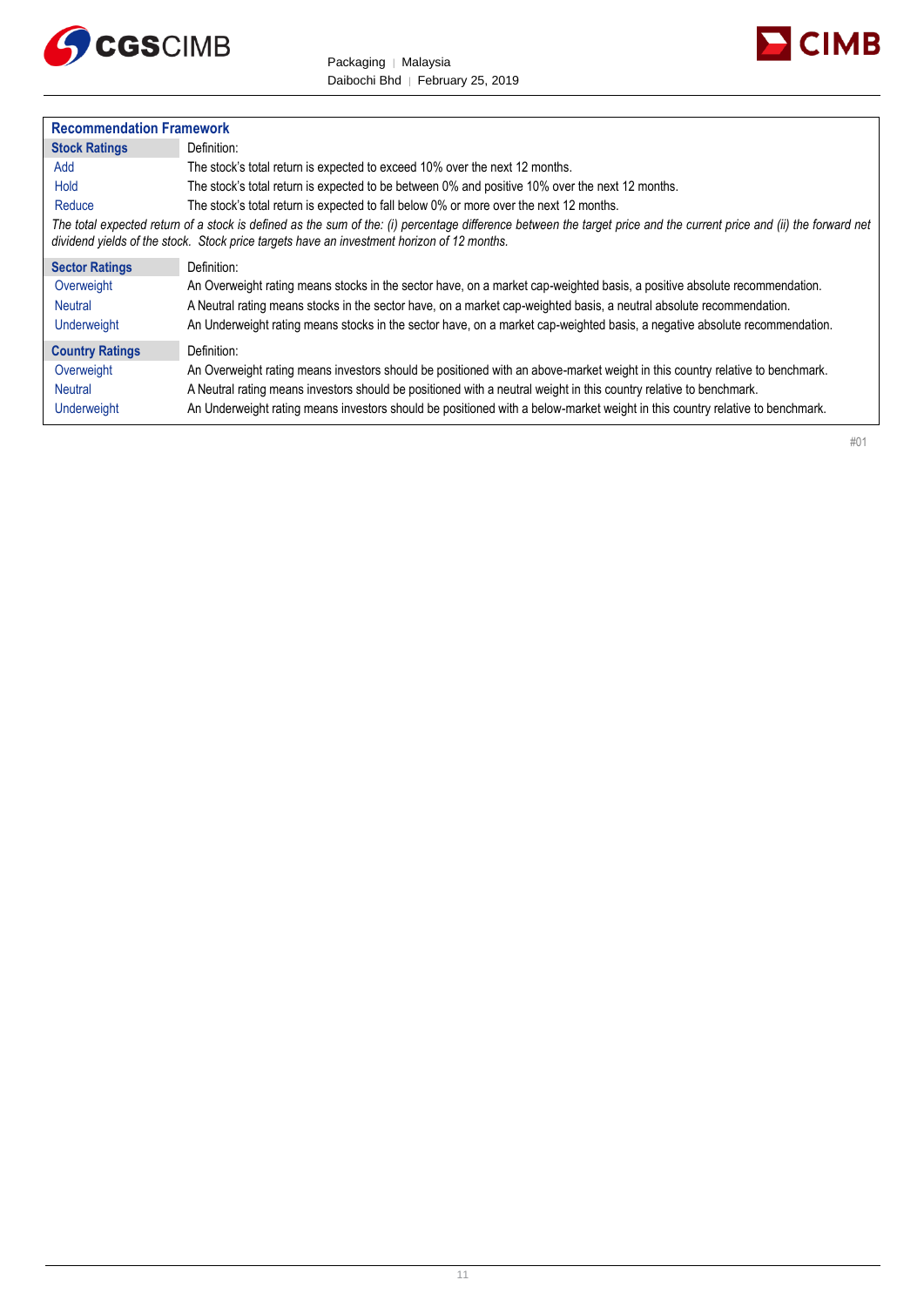## Recommendation Framework

| Stock Ratings | Definition: |
|---|---|
| Add | The stock's total return is expected to exceed 10% over the next 12 months. |
| Hold | The stock's total return is expected to be between 0% and positive 10% over the next 12 months. |
| Reduce | The stock's total return is expected to fall below 0% or more over the next 12 months. |

*The total expected return of a stock is defined as the sum of the: (i) percentage difference between the target price and the current price and (ii) the forward net dividend yields of the stock. Stock price targets have an investment horizon of 12 months.*

| Sector Ratings | Definition: |
|---|---|
| Overweight | An Overweight rating means stocks in the sector have, on a market cap-weighted basis, a positive absolute recommendation. |
| Neutral | A Neutral rating means stocks in the sector have, on a market cap-weighted basis, a neutral absolute recommendation. |
| Underweight | An Underweight rating means stocks in the sector have, on a market cap-weighted basis, a negative absolute recommendation. |

| Country Ratings | Definition: |
|---|---|
| Overweight | An Overweight rating means investors should be positioned with an above-market weight in this country relative to benchmark. |
| Neutral | A Neutral rating means investors should be positioned with a neutral weight in this country relative to benchmark. |
| Underweight | An Underweight rating means investors should be positioned with a below-market weight in this country relative to benchmark. |

#01